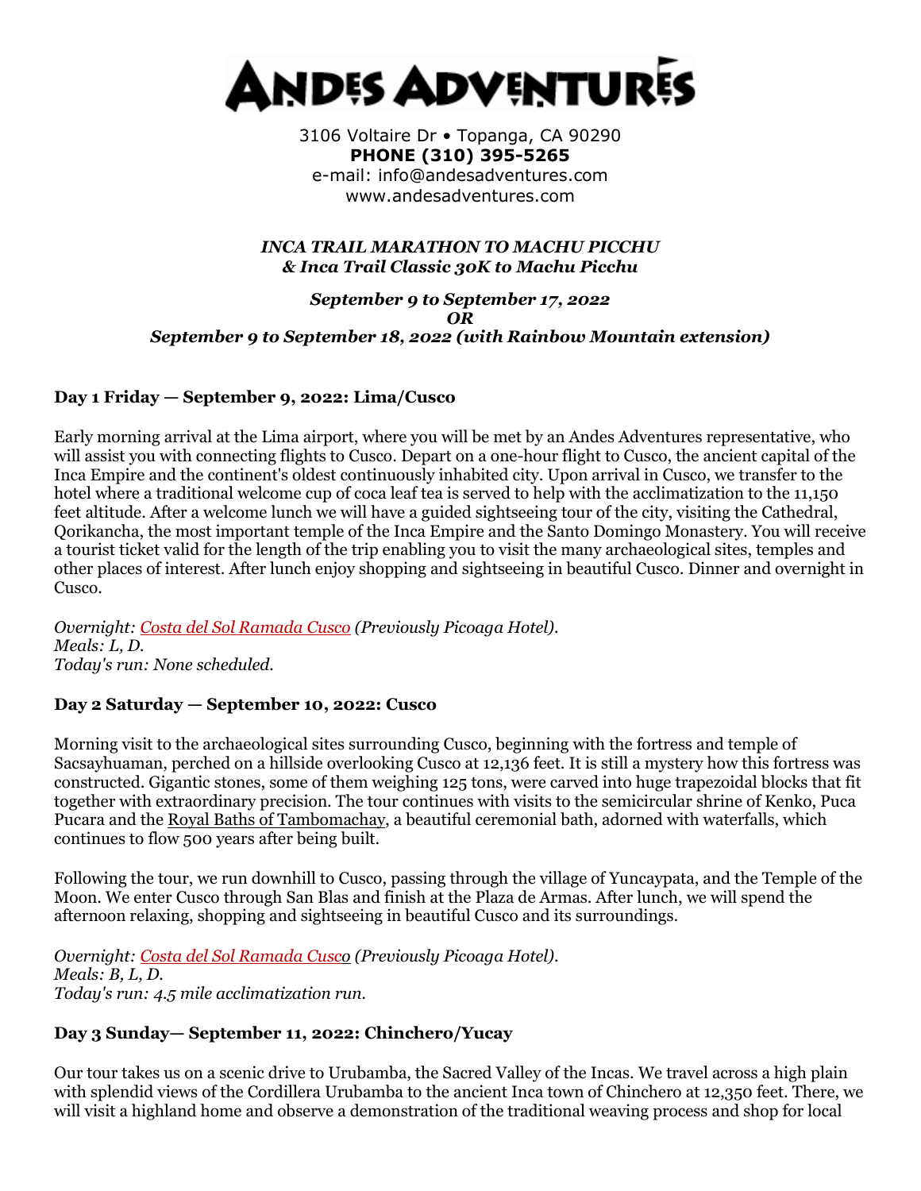# ANDES ADVENTURES

3106 Voltaire Dr • Topanga, CA 90290
**PHONE (310) 395-5265**
e-mail: info@andesadventures.com
www.andesadventures.com

***INCA TRAIL MARATHON TO MACHU PICCHU***
***& Inca Trail Classic 30K to Machu Picchu***

***September 9 to September 17, 2022***
***OR***
***September 9 to September 18, 2022 (with Rainbow Mountain extension)***

### Day 1 Friday — September 9, 2022: Lima/Cusco

Early morning arrival at the Lima airport, where you will be met by an Andes Adventures representative, who will assist you with connecting flights to Cusco. Depart on a one-hour flight to Cusco, the ancient capital of the Inca Empire and the continent's oldest continuously inhabited city. Upon arrival in Cusco, we transfer to the hotel where a traditional welcome cup of coca leaf tea is served to help with the acclimatization to the 11,150 feet altitude. After a welcome lunch we will have a guided sightseeing tour of the city, visiting the Cathedral, Qorikancha, the most important temple of the Inca Empire and the Santo Domingo Monastery. You will receive a tourist ticket valid for the length of the trip enabling you to visit the many archaeological sites, temples and other places of interest. After lunch enjoy shopping and sightseeing in beautiful Cusco. Dinner and overnight in Cusco.

*Overnight: Costa del Sol Ramada Cusco (Previously Picoaga Hotel).*
*Meals: L, D.*
*Today's run: None scheduled.*

### Day 2 Saturday — September 10, 2022: Cusco

Morning visit to the archaeological sites surrounding Cusco, beginning with the fortress and temple of Sacsayhuaman, perched on a hillside overlooking Cusco at 12,136 feet. It is still a mystery how this fortress was constructed. Gigantic stones, some of them weighing 125 tons, were carved into huge trapezoidal blocks that fit together with extraordinary precision. The tour continues with visits to the semicircular shrine of Kenko, Puca Pucara and the Royal Baths of Tambomachay, a beautiful ceremonial bath, adorned with waterfalls, which continues to flow 500 years after being built.

Following the tour, we run downhill to Cusco, passing through the village of Yuncaypata, and the Temple of the Moon. We enter Cusco through San Blas and finish at the Plaza de Armas. After lunch, we will spend the afternoon relaxing, shopping and sightseeing in beautiful Cusco and its surroundings.

*Overnight: Costa del Sol Ramada Cusco (Previously Picoaga Hotel).*
*Meals: B, L, D.*
*Today's run: 4.5 mile acclimatization run.*

### Day 3 Sunday— September 11, 2022: Chinchero/Yucay

Our tour takes us on a scenic drive to Urubamba, the Sacred Valley of the Incas. We travel across a high plain with splendid views of the Cordillera Urubamba to the ancient Inca town of Chinchero at 12,350 feet. There, we will visit a highland home and observe a demonstration of the traditional weaving process and shop for local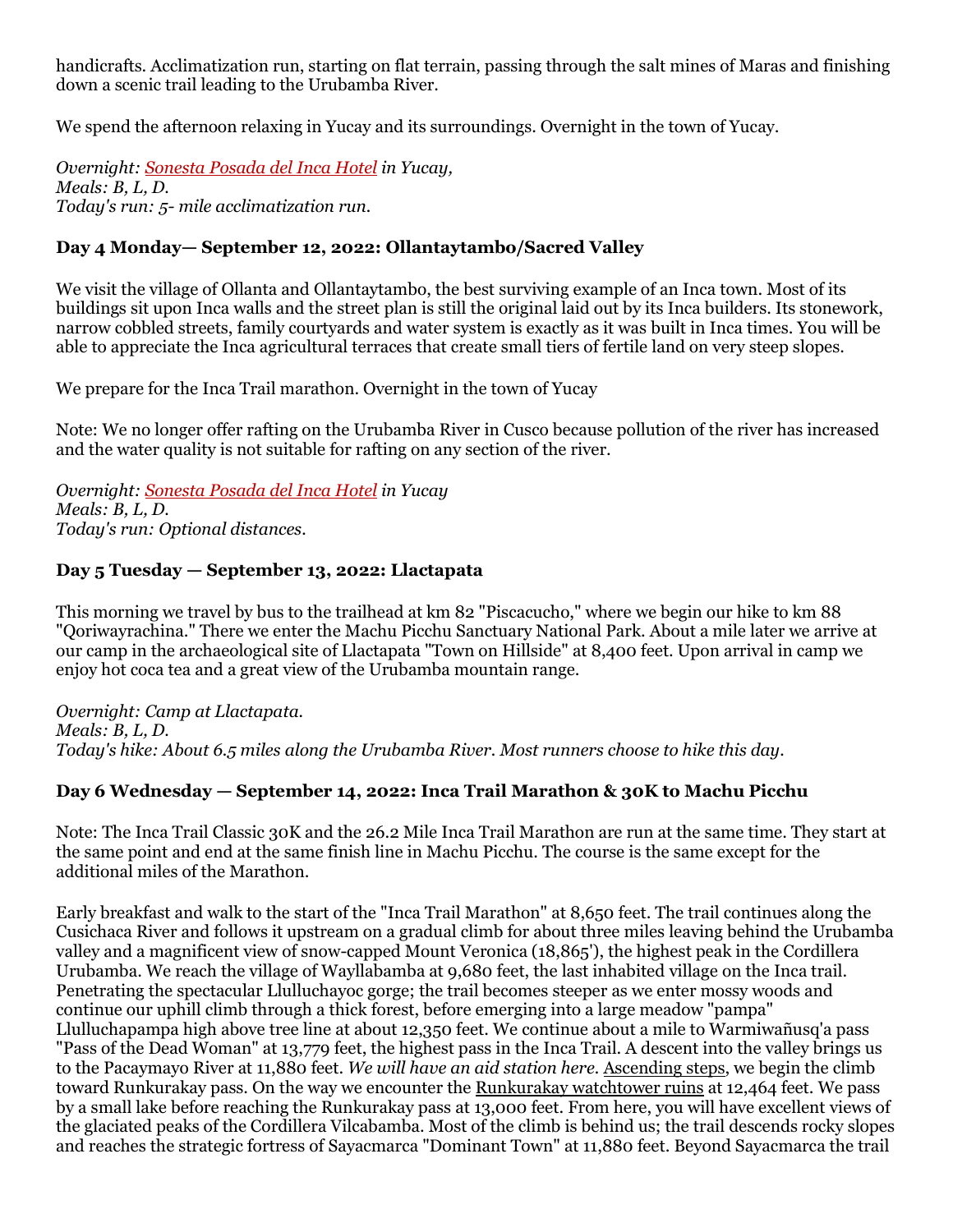handicrafts. Acclimatization run, starting on flat terrain, passing through the salt mines of Maras and finishing down a scenic trail leading to the Urubamba River.

We spend the afternoon relaxing in Yucay and its surroundings. Overnight in the town of Yucay.

*Overnight: Sonesta Posada del Inca Hotel in Yucay,*
*Meals: B, L, D.*
*Today's run: 5- mile acclimatization run.*

### Day 4 Monday— September 12, 2022: Ollantaytambo/Sacred Valley

We visit the village of Ollanta and Ollantaytambo, the best surviving example of an Inca town. Most of its buildings sit upon Inca walls and the street plan is still the original laid out by its Inca builders. Its stonework, narrow cobbled streets, family courtyards and water system is exactly as it was built in Inca times. You will be able to appreciate the Inca agricultural terraces that create small tiers of fertile land on very steep slopes.

We prepare for the Inca Trail marathon. Overnight in the town of Yucay

Note: We no longer offer rafting on the Urubamba River in Cusco because pollution of the river has increased and the water quality is not suitable for rafting on any section of the river.

*Overnight: Sonesta Posada del Inca Hotel in Yucay*
*Meals: B, L, D.*
*Today's run: Optional distances.*

### Day 5 Tuesday — September 13, 2022: Llactapata

This morning we travel by bus to the trailhead at km 82 "Piscacucho," where we begin our hike to km 88 "Qoriwayrachina." There we enter the Machu Picchu Sanctuary National Park. About a mile later we arrive at our camp in the archaeological site of Llactapata "Town on Hillside" at 8,400 feet. Upon arrival in camp we enjoy hot coca tea and a great view of the Urubamba mountain range.

*Overnight: Camp at Llactapata.*
*Meals: B, L, D.*
*Today's hike: About 6.5 miles along the Urubamba River. Most runners choose to hike this day.*

### Day 6 Wednesday — September 14, 2022: Inca Trail Marathon & 30K to Machu Picchu

Note: The Inca Trail Classic 30K and the 26.2 Mile Inca Trail Marathon are run at the same time. They start at the same point and end at the same finish line in Machu Picchu. The course is the same except for the additional miles of the Marathon.

Early breakfast and walk to the start of the "Inca Trail Marathon" at 8,650 feet. The trail continues along the Cusichaca River and follows it upstream on a gradual climb for about three miles leaving behind the Urubamba valley and a magnificent view of snow-capped Mount Veronica (18,865'), the highest peak in the Cordillera Urubamba. We reach the village of Wayllabamba at 9,680 feet, the last inhabited village on the Inca trail. Penetrating the spectacular Llulluchayoc gorge; the trail becomes steeper as we enter mossy woods and continue our uphill climb through a thick forest, before emerging into a large meadow "pampa" Llulluchapampa high above tree line at about 12,350 feet. We continue about a mile to Warmiwañusq'a pass "Pass of the Dead Woman" at 13,779 feet, the highest pass in the Inca Trail. A descent into the valley brings us to the Pacaymayo River at 11,880 feet. *We will have an aid station here.* Ascending steps, we begin the climb toward Runkurakay pass. On the way we encounter the Runkurakay watchtower ruins at 12,464 feet. We pass by a small lake before reaching the Runkurakay pass at 13,000 feet. From here, you will have excellent views of the glaciated peaks of the Cordillera Vilcabamba. Most of the climb is behind us; the trail descends rocky slopes and reaches the strategic fortress of Sayacmarca "Dominant Town" at 11,880 feet. Beyond Sayacmarca the trail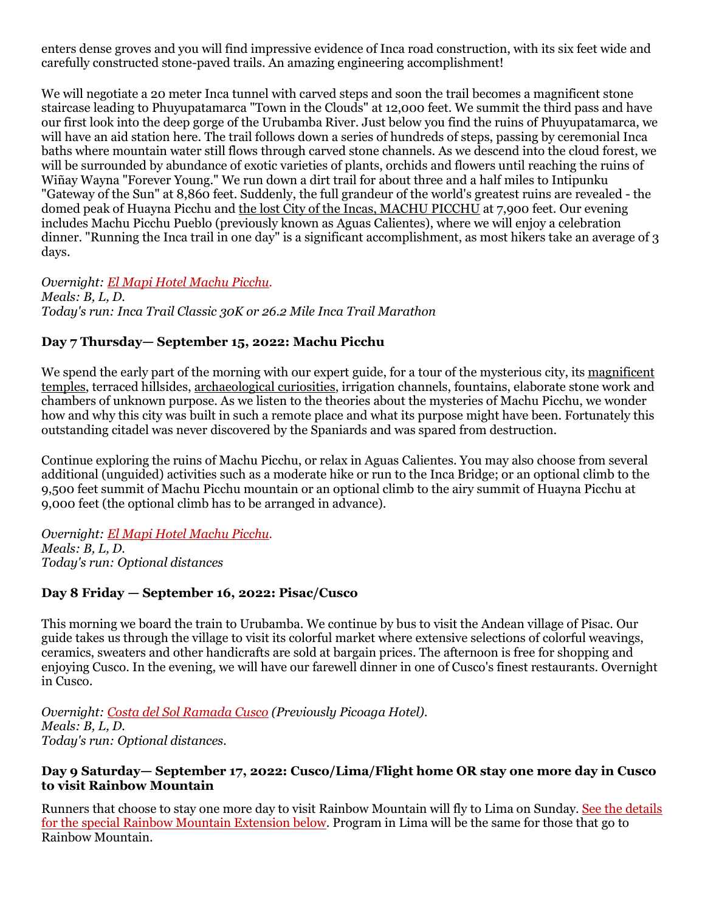enters dense groves and you will find impressive evidence of Inca road construction, with its six feet wide and carefully constructed stone-paved trails. An amazing engineering accomplishment!

We will negotiate a 20 meter Inca tunnel with carved steps and soon the trail becomes a magnificent stone staircase leading to Phuyupatamarca "Town in the Clouds" at 12,000 feet. We summit the third pass and have our first look into the deep gorge of the Urubamba River. Just below you find the ruins of Phuyupatamarca, we will have an aid station here. The trail follows down a series of hundreds of steps, passing by ceremonial Inca baths where mountain water still flows through carved stone channels. As we descend into the cloud forest, we will be surrounded by abundance of exotic varieties of plants, orchids and flowers until reaching the ruins of Wiñay Wayna "Forever Young." We run down a dirt trail for about three and a half miles to Intipunku "Gateway of the Sun" at 8,860 feet. Suddenly, the full grandeur of the world's greatest ruins are revealed - the domed peak of Huayna Picchu and the lost City of the Incas, MACHU PICCHU at 7,900 feet. Our evening includes Machu Picchu Pueblo (previously known as Aguas Calientes), where we will enjoy a celebration dinner. "Running the Inca trail in one day" is a significant accomplishment, as most hikers take an average of 3 days.

*Overnight: El Mapi Hotel Machu Picchu.*
*Meals: B, L, D.*
*Today's run: Inca Trail Classic 30K or 26.2 Mile Inca Trail Marathon*

### Day 7 Thursday— September 15, 2022: Machu Picchu

We spend the early part of the morning with our expert guide, for a tour of the mysterious city, its magnificent temples, terraced hillsides, archaeological curiosities, irrigation channels, fountains, elaborate stone work and chambers of unknown purpose. As we listen to the theories about the mysteries of Machu Picchu, we wonder how and why this city was built in such a remote place and what its purpose might have been. Fortunately this outstanding citadel was never discovered by the Spaniards and was spared from destruction.

Continue exploring the ruins of Machu Picchu, or relax in Aguas Calientes. You may also choose from several additional (unguided) activities such as a moderate hike or run to the Inca Bridge; or an optional climb to the 9,500 feet summit of Machu Picchu mountain or an optional climb to the airy summit of Huayna Picchu at 9,000 feet (the optional climb has to be arranged in advance).

*Overnight: El Mapi Hotel Machu Picchu.*
*Meals: B, L, D.*
*Today's run: Optional distances*

### Day 8 Friday — September 16, 2022: Pisac/Cusco

This morning we board the train to Urubamba. We continue by bus to visit the Andean village of Pisac. Our guide takes us through the village to visit its colorful market where extensive selections of colorful weavings, ceramics, sweaters and other handicrafts are sold at bargain prices. The afternoon is free for shopping and enjoying Cusco. In the evening, we will have our farewell dinner in one of Cusco's finest restaurants. Overnight in Cusco.

*Overnight: Costa del Sol Ramada Cusco (Previously Picoaga Hotel).*
*Meals: B, L, D.*
*Today's run: Optional distances.*

### Day 9 Saturday— September 17, 2022: Cusco/Lima/Flight home OR stay one more day in Cusco to visit Rainbow Mountain

Runners that choose to stay one more day to visit Rainbow Mountain will fly to Lima on Sunday. See the details for the special Rainbow Mountain Extension below. Program in Lima will be the same for those that go to Rainbow Mountain.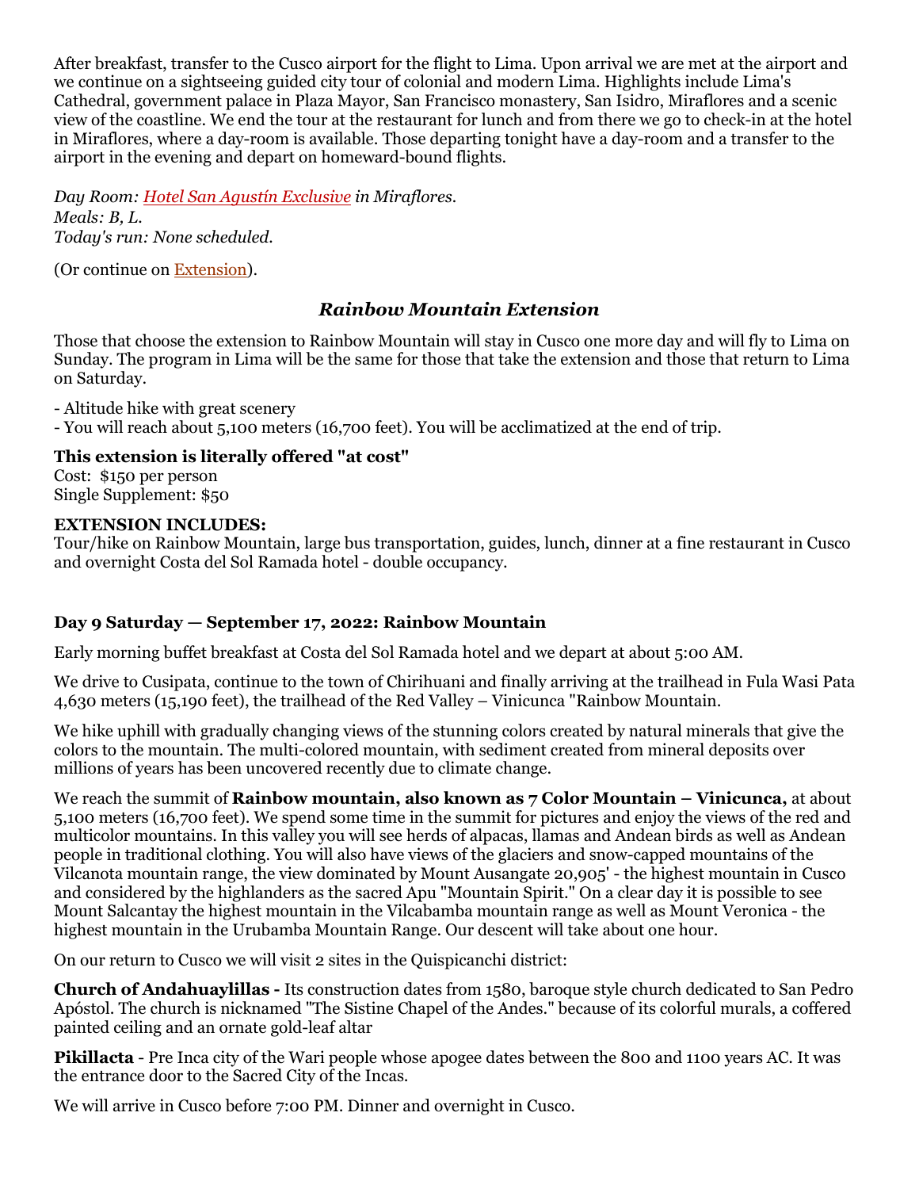After breakfast, transfer to the Cusco airport for the flight to Lima. Upon arrival we are met at the airport and we continue on a sightseeing guided city tour of colonial and modern Lima. Highlights include Lima's Cathedral, government palace in Plaza Mayor, San Francisco monastery, San Isidro, Miraflores and a scenic view of the coastline. We end the tour at the restaurant for lunch and from there we go to check-in at the hotel in Miraflores, where a day-room is available. Those departing tonight have a day-room and a transfer to the airport in the evening and depart on homeward-bound flights.

*Day Room: Hotel San Agustín Exclusive in Miraflores.*
*Meals: B, L.*
*Today's run: None scheduled.*

(Or continue on Extension).

## *Rainbow Mountain Extension*

Those that choose the extension to Rainbow Mountain will stay in Cusco one more day and will fly to Lima on Sunday. The program in Lima will be the same for those that take the extension and those that return to Lima on Saturday.

- Altitude hike with great scenery
- You will reach about 5,100 meters (16,700 feet). You will be acclimatized at the end of trip.

**This extension is literally offered "at cost"**
Cost: $150 per person
Single Supplement: $50

**EXTENSION INCLUDES:**
Tour/hike on Rainbow Mountain, large bus transportation, guides, lunch, dinner at a fine restaurant in Cusco and overnight Costa del Sol Ramada hotel - double occupancy.

### Day 9 Saturday — September 17, 2022: Rainbow Mountain

Early morning buffet breakfast at Costa del Sol Ramada hotel and we depart at about 5:00 AM.

We drive to Cusipata, continue to the town of Chirihuani and finally arriving at the trailhead in Fula Wasi Pata 4,630 meters (15,190 feet), the trailhead of the Red Valley – Vinicunca "Rainbow Mountain.

We hike uphill with gradually changing views of the stunning colors created by natural minerals that give the colors to the mountain. The multi-colored mountain, with sediment created from mineral deposits over millions of years has been uncovered recently due to climate change.

We reach the summit of **Rainbow mountain, also known as 7 Color Mountain – Vinicunca,** at about 5,100 meters (16,700 feet). We spend some time in the summit for pictures and enjoy the views of the red and multicolor mountains. In this valley you will see herds of alpacas, llamas and Andean birds as well as Andean people in traditional clothing. You will also have views of the glaciers and snow-capped mountains of the Vilcanota mountain range, the view dominated by Mount Ausangate 20,905' - the highest mountain in Cusco and considered by the highlanders as the sacred Apu "Mountain Spirit." On a clear day it is possible to see Mount Salcantay the highest mountain in the Vilcabamba mountain range as well as Mount Veronica - the highest mountain in the Urubamba Mountain Range. Our descent will take about one hour.

On our return to Cusco we will visit 2 sites in the Quispicanchi district:

**Church of Andahuaylillas -** Its construction dates from 1580, baroque style church dedicated to San Pedro Apóstol. The church is nicknamed "The Sistine Chapel of the Andes." because of its colorful murals, a coffered painted ceiling and an ornate gold-leaf altar

**Pikillacta** - Pre Inca city of the Wari people whose apogee dates between the 800 and 1100 years AC. It was the entrance door to the Sacred City of the Incas.

We will arrive in Cusco before 7:00 PM. Dinner and overnight in Cusco.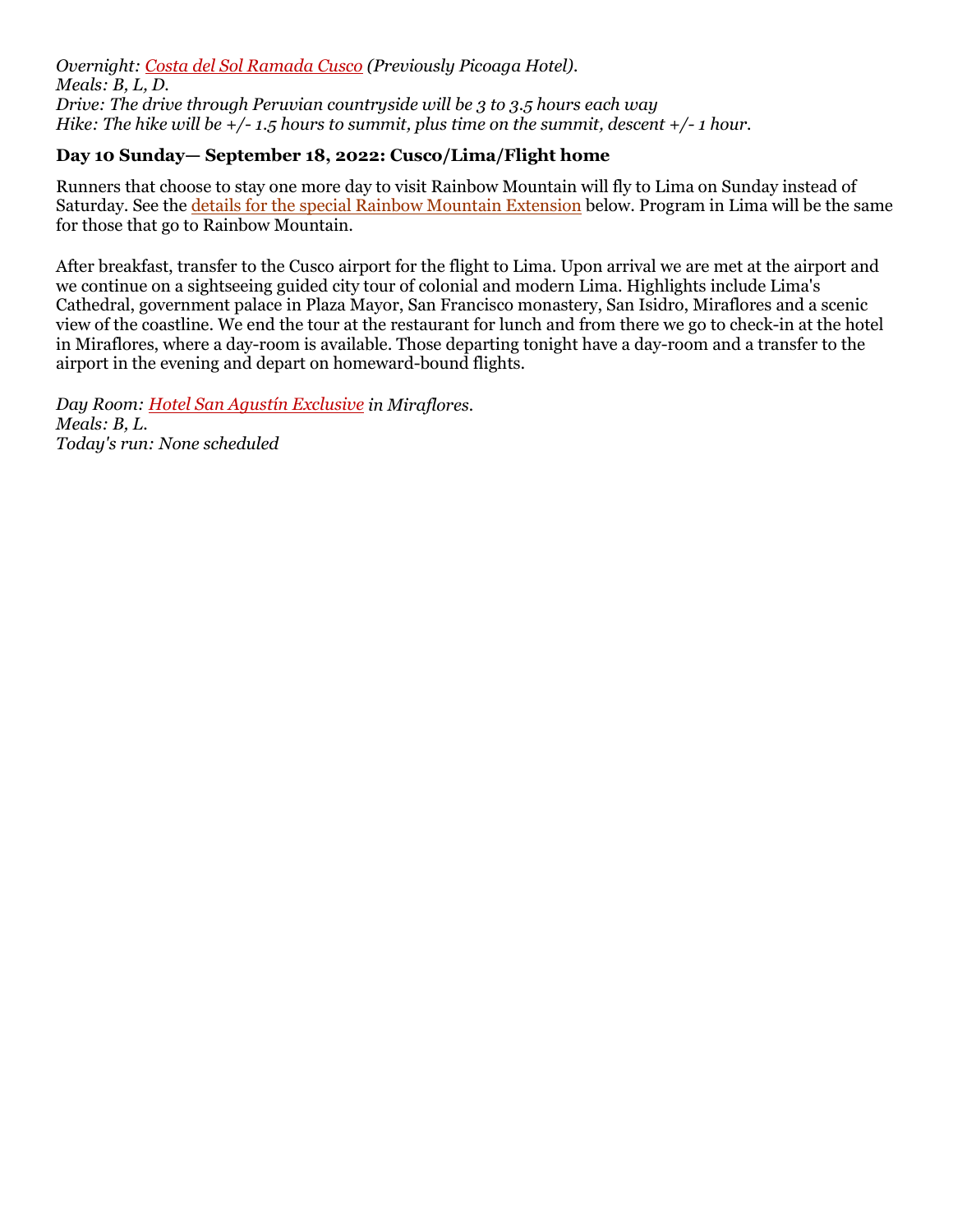*Overnight: Costa del Sol Ramada Cusco (Previously Picoaga Hotel).*
*Meals: B, L, D.*
*Drive: The drive through Peruvian countryside will be 3 to 3.5 hours each way*
*Hike: The hike will be +/- 1.5 hours to summit, plus time on the summit, descent +/- 1 hour.*

### Day 10 Sunday— September 18, 2022: Cusco/Lima/Flight home

Runners that choose to stay one more day to visit Rainbow Mountain will fly to Lima on Sunday instead of Saturday. See the details for the special Rainbow Mountain Extension below. Program in Lima will be the same for those that go to Rainbow Mountain.

After breakfast, transfer to the Cusco airport for the flight to Lima. Upon arrival we are met at the airport and we continue on a sightseeing guided city tour of colonial and modern Lima. Highlights include Lima's Cathedral, government palace in Plaza Mayor, San Francisco monastery, San Isidro, Miraflores and a scenic view of the coastline. We end the tour at the restaurant for lunch and from there we go to check-in at the hotel in Miraflores, where a day-room is available. Those departing tonight have a day-room and a transfer to the airport in the evening and depart on homeward-bound flights.

*Day Room: Hotel San Agustín Exclusive in Miraflores.*
*Meals: B, L.*
*Today's run: None scheduled*